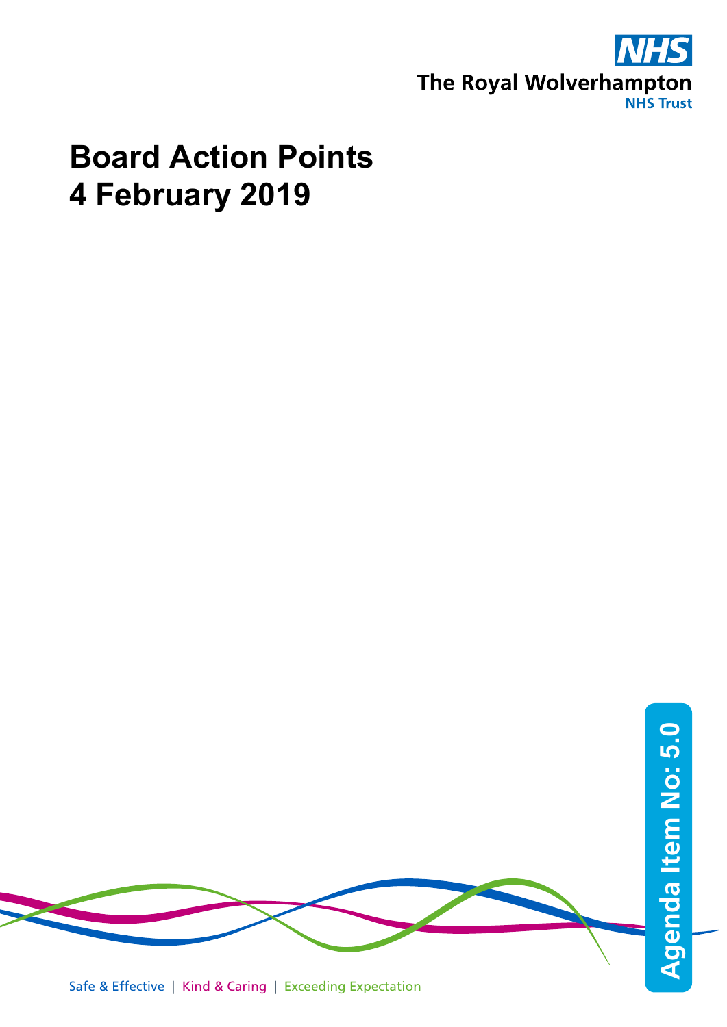The Royal Wolverhampton NHS Trust

# Board Action Points
# 4 February 2019

Agenda Item No: 5.0

Safe & Effective | Kind & Caring | Exceeding Expectation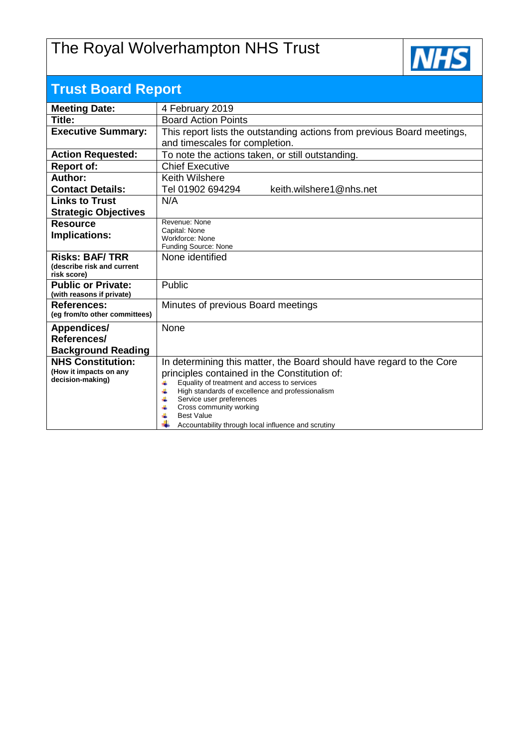# The Royal Wolverhampton NHS Trust

## Trust Board Report

| | |
|---|---|
| **Meeting Date:** | 4 February 2019 |
| **Title:** | Board Action Points |
| **Executive Summary:** | This report lists the outstanding actions from previous Board meetings, and timescales for completion. |
| **Action Requested:** | To note the actions taken, or still outstanding. |
| **Report of:** | Chief Executive |
| **Author:**<br>**Contact Details:** | Keith Wilshere<br>Tel 01902 694294 keith.wilshere1@nhs.net |
| **Links to Trust Strategic Objectives** | N/A |
| **Resource Implications:** | Revenue: None<br>Capital: None<br>Workforce: None<br>Funding Source: None |
| **Risks: BAF/ TRR** (describe risk and current risk score) | None identified |
| **Public or Private:** (with reasons if private) | Public |
| **References:** (eg from/to other committees) | Minutes of previous Board meetings |
| **Appendices/ References/ Background Reading** | None |
| **NHS Constitution:** (How it impacts on any decision-making) | In determining this matter, the Board should have regard to the Core principles contained in the Constitution of:<br>- Equality of treatment and access to services<br>- High standards of excellence and professionalism<br>- Service user preferences<br>- Cross community working<br>- Best Value<br>- Accountability through local influence and scrutiny |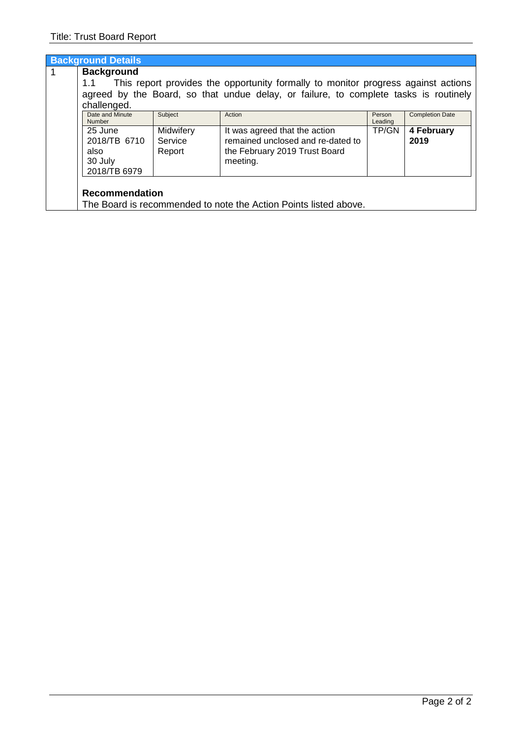## Background Details

**1 Background**

1.1 This report provides the opportunity formally to monitor progress against actions agreed by the Board, so that undue delay, or failure, to complete tasks is routinely challenged.

| Date and Minute Number | Subject | Action | Person Leading | Completion Date |
|---|---|---|---|---|
| 25 June 2018/TB 6710 also 30 July 2018/TB 6979 | Midwifery Service Report | It was agreed that the action remained unclosed and re-dated to the February 2019 Trust Board meeting. | TP/GN | **4 February 2019** |

**Recommendation**

The Board is recommended to note the Action Points listed above.